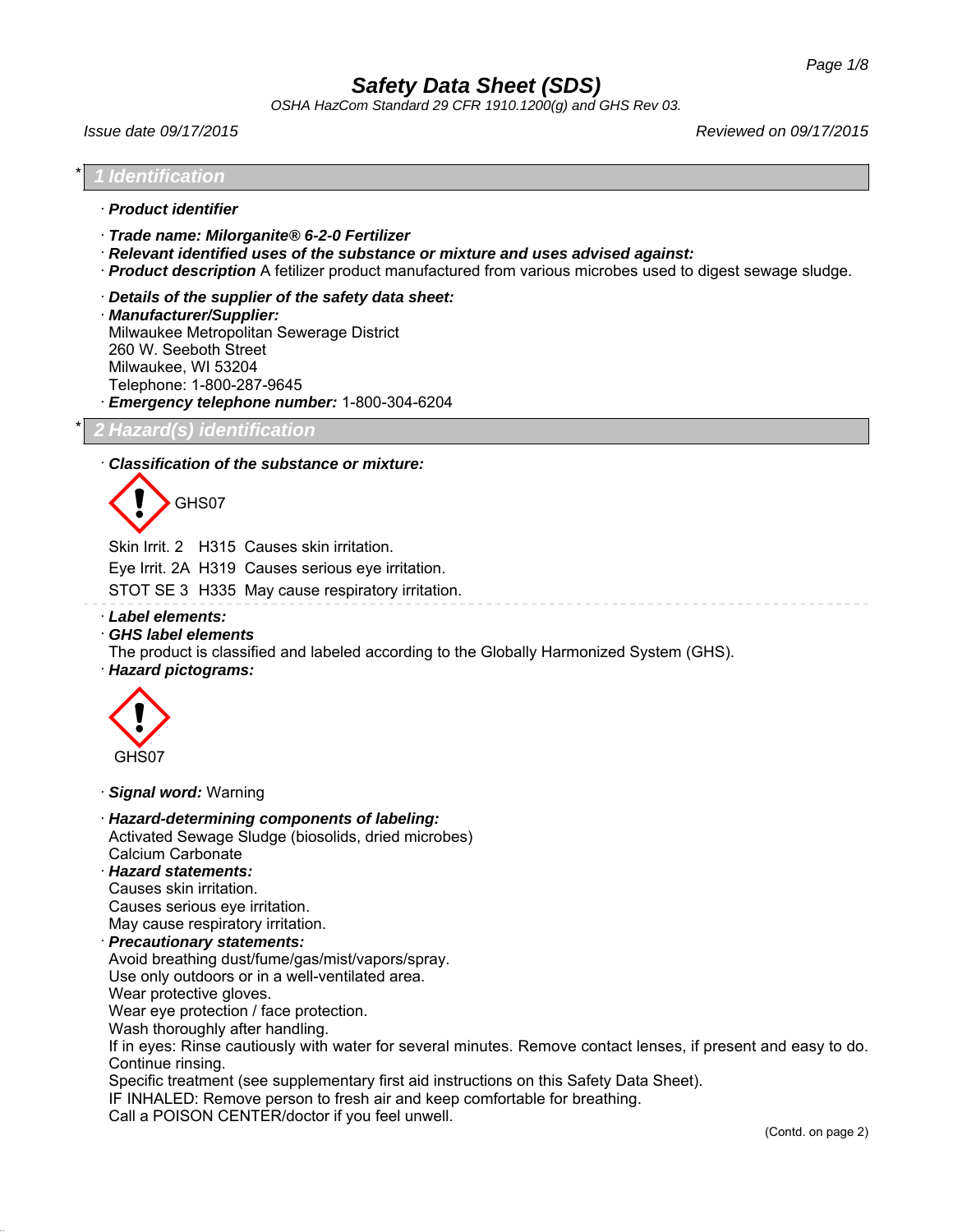# Safety Data Sheet (SDS)

*OSHA HazCom Standard 29 CFR 1910.1200(g) and GHS Rev 03.*

*Issue date 09/17/2015* | *Reviewed on 09/17/2015*

## * 1 Identification

· **Product identifier**

· **Trade name: Milorganite® 6-2-0 Fertilizer**

· **Relevant identified uses of the substance or mixture and uses advised against:**

· **Product description** A fetilizer product manufactured from various microbes used to digest sewage sludge.

· **Details of the supplier of the safety data sheet:**

· **Manufacturer/Supplier:**
Milwaukee Metropolitan Sewerage District
260 W. Seeboth Street
Milwaukee, WI 53204
Telephone: 1-800-287-9645

· **Emergency telephone number:** 1-800-304-6204

## * 2 Hazard(s) identification

· **Classification of the substance or mixture:**

GHS07

Skin Irrit. 2 H315 Causes skin irritation.

Eye Irrit. 2A H319 Causes serious eye irritation.

STOT SE 3 H335 May cause respiratory irritation.

· **Label elements:**

· **GHS label elements**
The product is classified and labeled according to the Globally Harmonized System (GHS).

· **Hazard pictograms:**

GHS07

· **Signal word:** Warning

· **Hazard-determining components of labeling:**
Activated Sewage Sludge (biosolids, dried microbes)
Calcium Carbonate

· **Hazard statements:**
Causes skin irritation.
Causes serious eye irritation.
May cause respiratory irritation.

· **Precautionary statements:**
Avoid breathing dust/fume/gas/mist/vapors/spray.
Use only outdoors or in a well-ventilated area.
Wear protective gloves.
Wear eye protection / face protection.
Wash thoroughly after handling.
If in eyes: Rinse cautiously with water for several minutes. Remove contact lenses, if present and easy to do. Continue rinsing.
Specific treatment (see supplementary first aid instructions on this Safety Data Sheet).
IF INHALED: Remove person to fresh air and keep comfortable for breathing.
Call a POISON CENTER/doctor if you feel unwell.

(Contd. on page 2)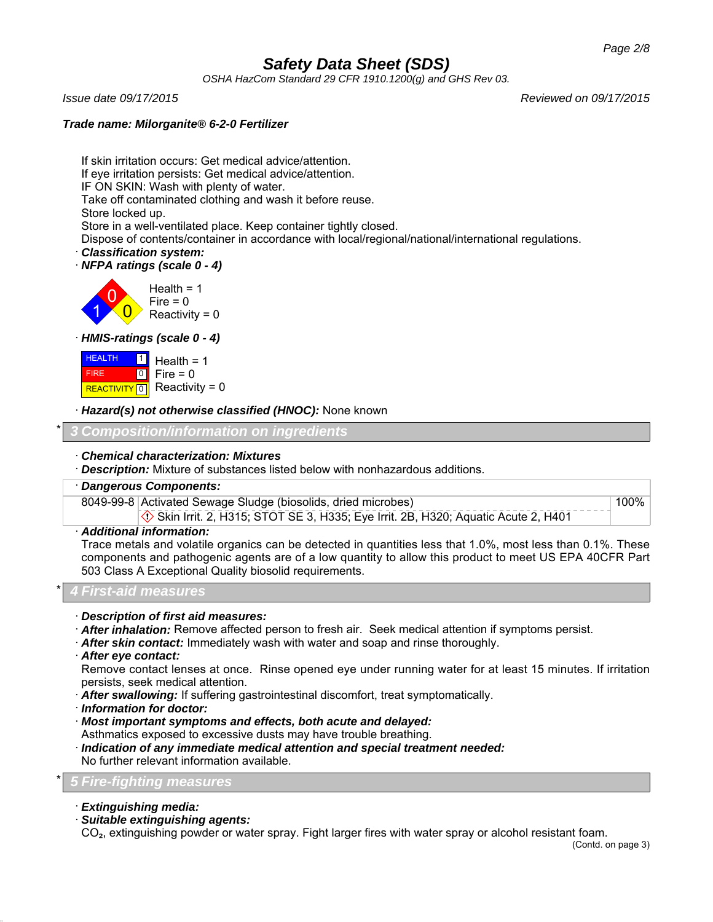If skin irritation occurs: Get medical advice/attention.
If eye irritation persists: Get medical advice/attention.
IF ON SKIN: Wash with plenty of water.
Take off contaminated clothing and wash it before reuse.
Store locked up.
Store in a well-ventilated place. Keep container tightly closed.
Dispose of contents/container in accordance with local/regional/national/international regulations.

· ***Classification system:***
· ***NFPA ratings (scale 0 - 4)***

Health = 1
Fire = 0
Reactivity = 0

· ***HMIS-ratings (scale 0 - 4)***

| HEALTH | 1 |
| --- | --- |
| FIRE | 0 |
| REACTIVITY | 0 |

Health = 1
Fire = 0
Reactivity = 0

· ***Hazard(s) not otherwise classified (HNOC):*** None known

## * 3 Composition/information on ingredients

· ***Chemical characterization: Mixtures***
· ***Description:*** Mixture of substances listed below with nonhazardous additions.

| · ***Dangerous Components:*** | | |
| --- | --- | --- |
| 8049-99-8 | Activated Sewage Sludge (biosolids, dried microbes)<br>Skin Irrit. 2, H315; STOT SE 3, H335; Eye Irrit. 2B, H320; Aquatic Acute 2, H401 | 100% |

· ***Additional information:***
Trace metals and volatile organics can be detected in quantities less that 1.0%, most less than 0.1%. These components and pathogenic agents are of a low quantity to allow this product to meet US EPA 40CFR Part 503 Class A Exceptional Quality biosolid requirements.

## * 4 First-aid measures

· ***Description of first aid measures:***
· ***After inhalation:*** Remove affected person to fresh air. Seek medical attention if symptoms persist.
· ***After skin contact:*** Immediately wash with water and soap and rinse thoroughly.
· ***After eye contact:***
Remove contact lenses at once. Rinse opened eye under running water for at least 15 minutes. If irritation persists, seek medical attention.
· ***After swallowing:*** If suffering gastrointestinal discomfort, treat symptomatically.
· ***Information for doctor:***
· ***Most important symptoms and effects, both acute and delayed:***
Asthmatics exposed to excessive dusts may have trouble breathing.
· ***Indication of any immediate medical attention and special treatment needed:***
No further relevant information available.

## * 5 Fire-fighting measures

· ***Extinguishing media:***
· ***Suitable extinguishing agents:***
$CO_2$, extinguishing powder or water spray. Fight larger fires with water spray or alcohol resistant foam.

(Contd. on page 3)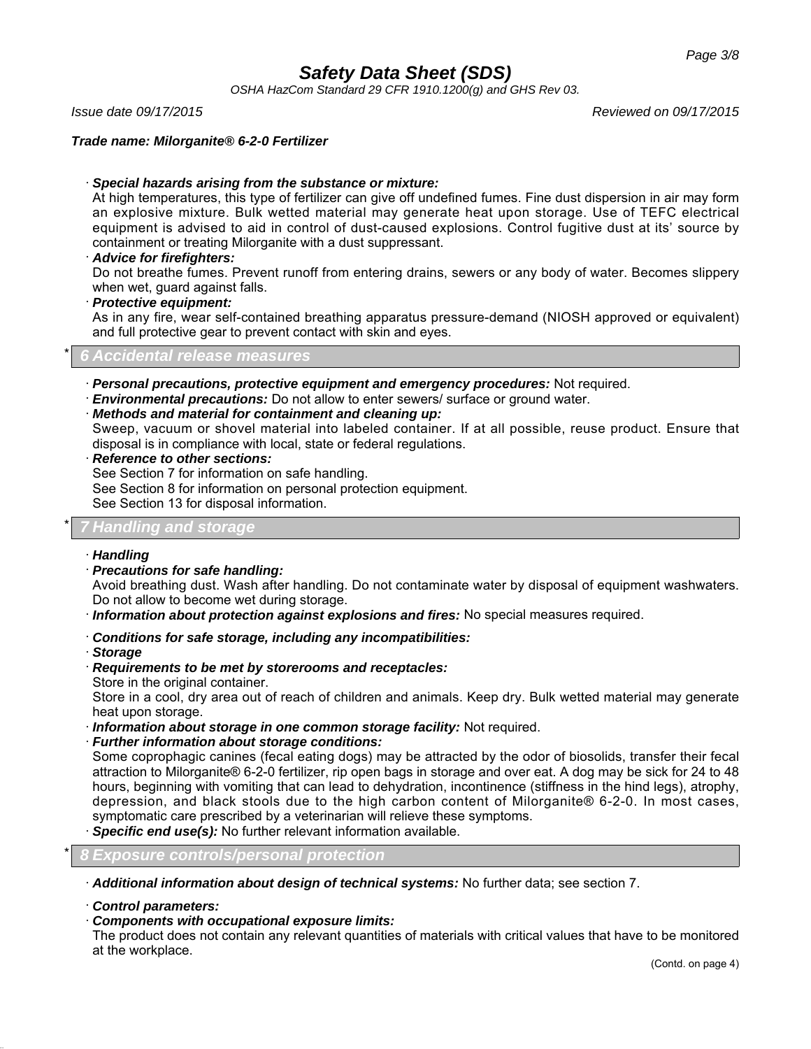· ***Special hazards arising from the substance or mixture:***
At high temperatures, this type of fertilizer can give off undefined fumes. Fine dust dispersion in air may form an explosive mixture. Bulk wetted material may generate heat upon storage. Use of TEFC electrical equipment is advised to aid in control of dust-caused explosions. Control fugitive dust at its' source by containment or treating Milorganite with a dust suppressant.

· ***Advice for firefighters:***
Do not breathe fumes. Prevent runoff from entering drains, sewers or any body of water. Becomes slippery when wet, guard against falls.

· ***Protective equipment:***
As in any fire, wear self-contained breathing apparatus pressure-demand (NIOSH approved or equivalent) and full protective gear to prevent contact with skin and eyes.

## * 6 Accidental release measures

· ***Personal precautions, protective equipment and emergency procedures:*** Not required.

· ***Environmental precautions:*** Do not allow to enter sewers/ surface or ground water.

· ***Methods and material for containment and cleaning up:***
Sweep, vacuum or shovel material into labeled container. If at all possible, reuse product. Ensure that disposal is in compliance with local, state or federal regulations.

· ***Reference to other sections:***
See Section 7 for information on safe handling.
See Section 8 for information on personal protection equipment.
See Section 13 for disposal information.

## * 7 Handling and storage

· ***Handling***

· ***Precautions for safe handling:***
Avoid breathing dust. Wash after handling. Do not contaminate water by disposal of equipment washwaters. Do not allow to become wet during storage.

· ***Information about protection against explosions and fires:*** No special measures required.

· ***Conditions for safe storage, including any incompatibilities:***

· ***Storage***

· ***Requirements to be met by storerooms and receptacles:***
Store in the original container.
Store in a cool, dry area out of reach of children and animals. Keep dry. Bulk wetted material may generate heat upon storage.

· ***Information about storage in one common storage facility:*** Not required.

· ***Further information about storage conditions:***
Some coprophagic canines (fecal eating dogs) may be attracted by the odor of biosolids, transfer their fecal attraction to Milorganite® 6-2-0 fertilizer, rip open bags in storage and over eat. A dog may be sick for 24 to 48 hours, beginning with vomiting that can lead to dehydration, incontinence (stiffness in the hind legs), atrophy, depression, and black stools due to the high carbon content of Milorganite® 6-2-0. In most cases, symptomatic care prescribed by a veterinarian will relieve these symptoms.

· ***Specific end use(s):*** No further relevant information available.

## * 8 Exposure controls/personal protection

· ***Additional information about design of technical systems:*** No further data; see section 7.

· ***Control parameters:***

· ***Components with occupational exposure limits:***
The product does not contain any relevant quantities of materials with critical values that have to be monitored at the workplace.

(Contd. on page 4)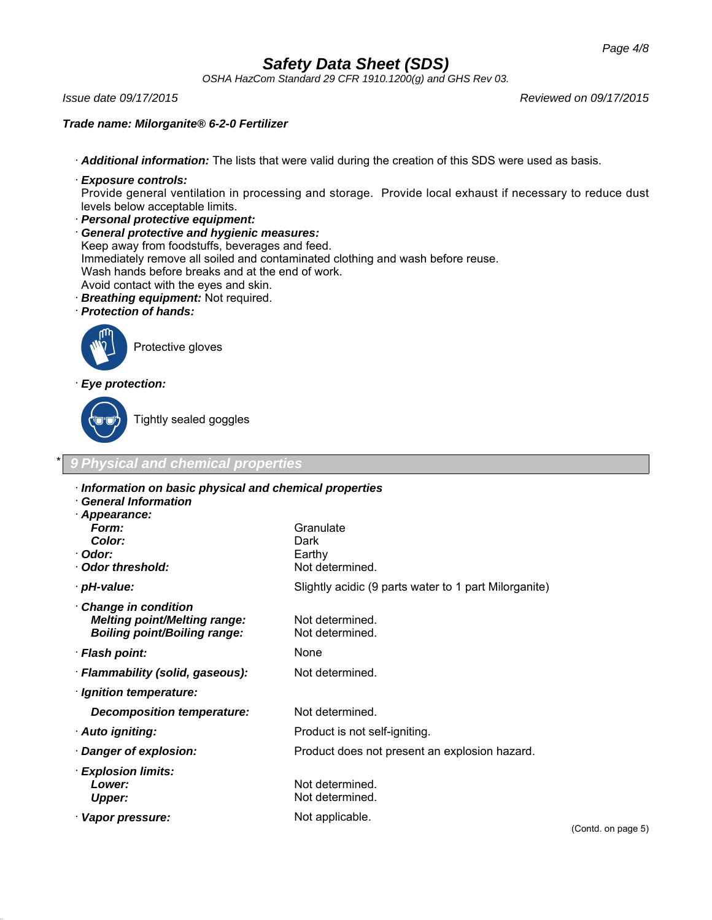**Trade name: Milorganite® 6-2-0 Fertilizer**

· ***Additional information:*** The lists that were valid during the creation of this SDS were used as basis.

· ***Exposure controls:***
Provide general ventilation in processing and storage. Provide local exhaust if necessary to reduce dust levels below acceptable limits.

· ***Personal protective equipment:***

· ***General protective and hygienic measures:***
Keep away from foodstuffs, beverages and feed.
Immediately remove all soiled and contaminated clothing and wash before reuse.
Wash hands before breaks and at the end of work.
Avoid contact with the eyes and skin.

· ***Breathing equipment:*** Not required.

· ***Protection of hands:***

Protective gloves

· ***Eye protection:***

Tightly sealed goggles

## * 9 Physical and chemical properties

· ***Information on basic physical and chemical properties***

· ***General Information***

| | |
|---|---|
| · ***Appearance:*** | |
| ***Form:*** | Granulate |
| ***Color:*** | Dark |
| · ***Odor:*** | Earthy |
| · ***Odor threshold:*** | Not determined. |
| · ***pH-value:*** | Slightly acidic (9 parts water to 1 part Milorganite) |
| · ***Change in condition*** | |
| ***Melting point/Melting range:*** | Not determined. |
| ***Boiling point/Boiling range:*** | Not determined. |
| · ***Flash point:*** | None |
| · ***Flammability (solid, gaseous):*** | Not determined. |
| · ***Ignition temperature:*** | |
| ***Decomposition temperature:*** | Not determined. |
| · ***Auto igniting:*** | Product is not self-igniting. |
| · ***Danger of explosion:*** | Product does not present an explosion hazard. |
| · ***Explosion limits:*** | |
| ***Lower:*** | Not determined. |
| ***Upper:*** | Not determined. |
| · ***Vapor pressure:*** | Not applicable. |

(Contd. on page 5)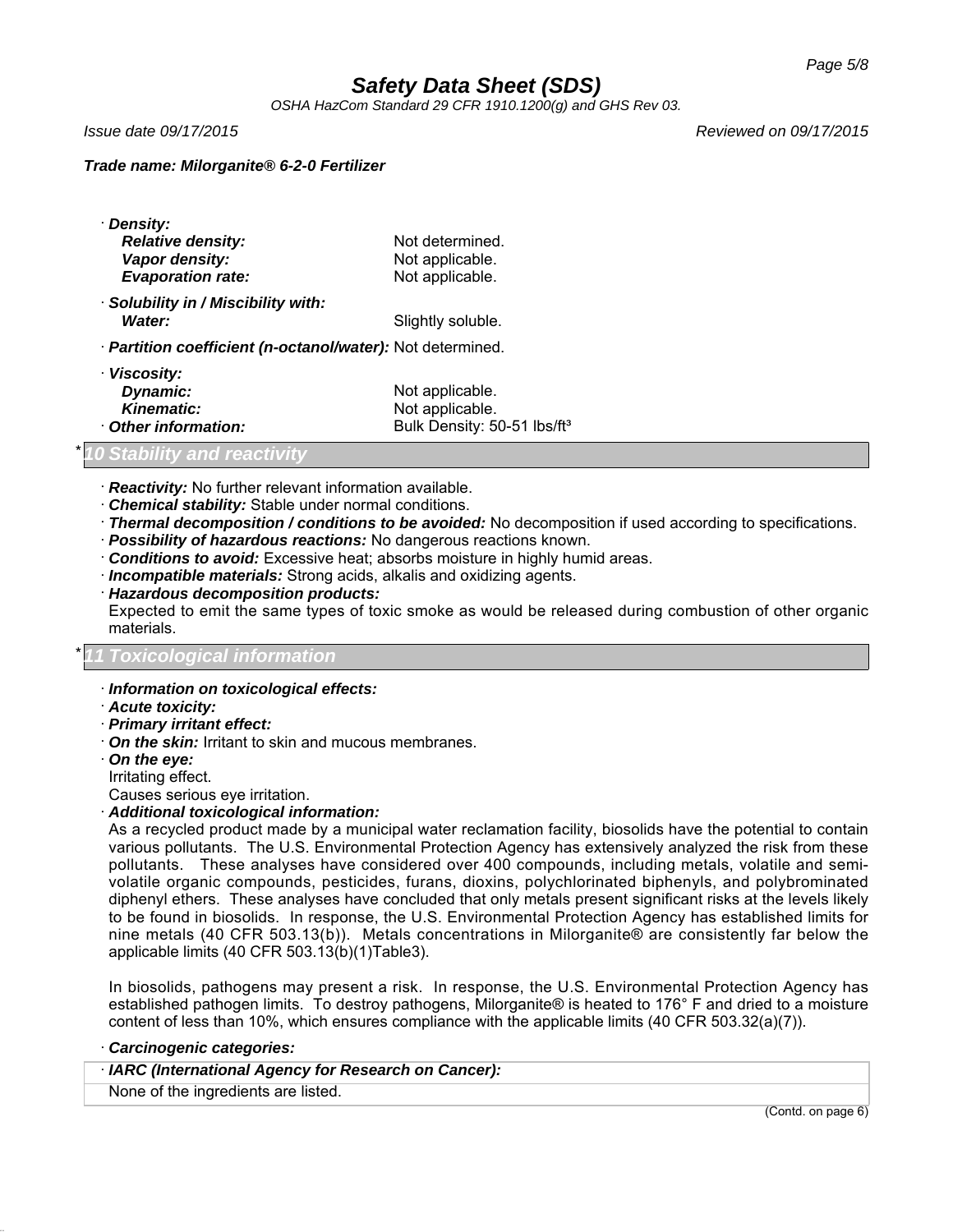· ***Density:***

| | |
|---|---|
| ***Relative density:*** | Not determined. |
| ***Vapor density:*** | Not applicable. |
| ***Evaporation rate:*** | Not applicable. |

· ***Solubility in / Miscibility with:***

| | |
|---|---|
| ***Water:*** | Slightly soluble. |

· ***Partition coefficient (n-octanol/water):*** Not determined.

· ***Viscosity:***

| | |
|---|---|
| ***Dynamic:*** | Not applicable. |
| ***Kinematic:*** | Not applicable. |
| · ***Other information:*** | Bulk Density: 50-51 lbs/ft³ |

## * 10 Stability and reactivity

· ***Reactivity:*** No further relevant information available.
· ***Chemical stability:*** Stable under normal conditions.
· ***Thermal decomposition / conditions to be avoided:*** No decomposition if used according to specifications.
· ***Possibility of hazardous reactions:*** No dangerous reactions known.
· ***Conditions to avoid:*** Excessive heat; absorbs moisture in highly humid areas.
· ***Incompatible materials:*** Strong acids, alkalis and oxidizing agents.
· ***Hazardous decomposition products:***
Expected to emit the same types of toxic smoke as would be released during combustion of other organic materials.

## * 11 Toxicological information

· ***Information on toxicological effects:***
· ***Acute toxicity:***
· ***Primary irritant effect:***
· ***On the skin:*** Irritant to skin and mucous membranes.
· ***On the eye:***
Irritating effect.
Causes serious eye irritation.
· ***Additional toxicological information:***
As a recycled product made by a municipal water reclamation facility, biosolids have the potential to contain various pollutants. The U.S. Environmental Protection Agency has extensively analyzed the risk from these pollutants. These analyses have considered over 400 compounds, including metals, volatile and semi-volatile organic compounds, pesticides, furans, dioxins, polychlorinated biphenyls, and polybrominated diphenyl ethers. These analyses have concluded that only metals present significant risks at the levels likely to be found in biosolids. In response, the U.S. Environmental Protection Agency has established limits for nine metals (40 CFR 503.13(b)). Metals concentrations in Milorganite® are consistently far below the applicable limits (40 CFR 503.13(b)(1)Table3).

In biosolids, pathogens may present a risk. In response, the U.S. Environmental Protection Agency has established pathogen limits. To destroy pathogens, Milorganite® is heated to 176° F and dried to a moisture content of less than 10%, which ensures compliance with the applicable limits (40 CFR 503.32(a)(7)).

· ***Carcinogenic categories:***

| · ***IARC (International Agency for Research on Cancer):*** |
|---|
| None of the ingredients are listed. |

(Contd. on page 6)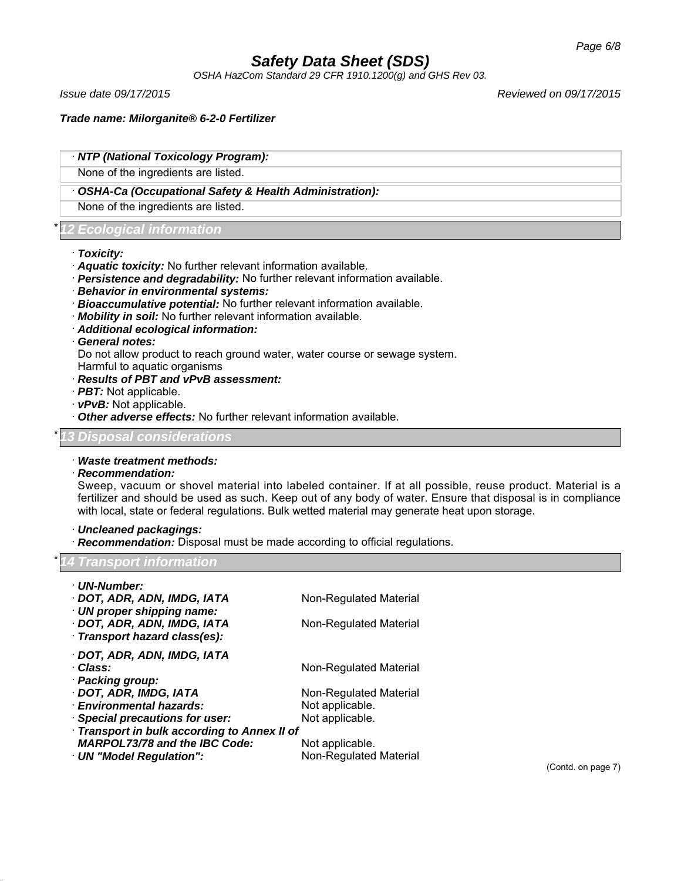· **NTP (National Toxicology Program):**

None of the ingredients are listed.

· **OSHA-Ca (Occupational Safety & Health Administration):**

None of the ingredients are listed.

## * 12 Ecological information

· **Toxicity:**
· **Aquatic toxicity:** No further relevant information available.
· **Persistence and degradability:** No further relevant information available.
· **Behavior in environmental systems:**
· **Bioaccumulative potential:** No further relevant information available.
· **Mobility in soil:** No further relevant information available.
· **Additional ecological information:**
· **General notes:**
Do not allow product to reach ground water, water course or sewage system.
Harmful to aquatic organisms
· **Results of PBT and vPvB assessment:**
· **PBT:** Not applicable.
· **vPvB:** Not applicable.
· **Other adverse effects:** No further relevant information available.

## * 13 Disposal considerations

· **Waste treatment methods:**
· **Recommendation:**
Sweep, vacuum or shovel material into labeled container. If at all possible, reuse product. Material is a fertilizer and should be used as such. Keep out of any body of water. Ensure that disposal is in compliance with local, state or federal regulations. Bulk wetted material may generate heat upon storage.

· **Uncleaned packagings:**
· **Recommendation:** Disposal must be made according to official regulations.

## * 14 Transport information

| | |
|---|---|
| · **UN-Number:** | |
| · **DOT, ADR, ADN, IMDG, IATA** | Non-Regulated Material |
| · **UN proper shipping name:** | |
| · **DOT, ADR, ADN, IMDG, IATA** | Non-Regulated Material |
| · **Transport hazard class(es):** | |
| · **DOT, ADR, ADN, IMDG, IATA** | |
| · **Class:** | Non-Regulated Material |
| · **Packing group:** | |
| · **DOT, ADR, IMDG, IATA** | Non-Regulated Material |
| · **Environmental hazards:** | Not applicable. |
| · **Special precautions for user:** | Not applicable. |
| · **Transport in bulk according to Annex II of MARPOL73/78 and the IBC Code:** | Not applicable. |
| · **UN "Model Regulation":** | Non-Regulated Material |

(Contd. on page 7)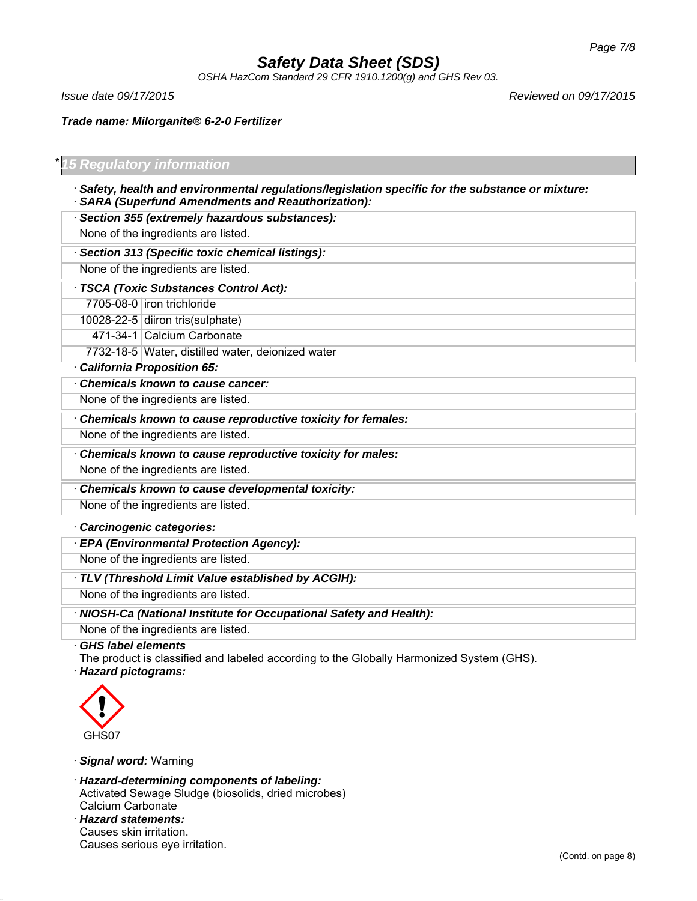*Safety Data Sheet (SDS)*

*OSHA HazCom Standard 29 CFR 1910.1200(g) and GHS Rev 03.*

*Issue date 09/17/2015* *Reviewed on 09/17/2015*

***Trade name: Milorganite® 6-2-0 Fertilizer***

## * 15 Regulatory information

· ***Safety, health and environmental regulations/legislation specific for the substance or mixture:***
· ***SARA (Superfund Amendments and Reauthorization):***

· ***Section 355 (extremely hazardous substances):***

None of the ingredients are listed.

· ***Section 313 (Specific toxic chemical listings):***

None of the ingredients are listed.

· ***TSCA (Toxic Substances Control Act):***

| | |
|---|---|
| 7705-08-0 | iron trichloride |
| 10028-22-5 | diiron tris(sulphate) |
| 471-34-1 | Calcium Carbonate |
| 7732-18-5 | Water, distilled water, deionized water |

· ***California Proposition 65:***

· ***Chemicals known to cause cancer:***

None of the ingredients are listed.

· ***Chemicals known to cause reproductive toxicity for females:***

None of the ingredients are listed.

· ***Chemicals known to cause reproductive toxicity for males:***

None of the ingredients are listed.

· ***Chemicals known to cause developmental toxicity:***

None of the ingredients are listed.

· ***Carcinogenic categories:***

· ***EPA (Environmental Protection Agency):***

None of the ingredients are listed.

· ***TLV (Threshold Limit Value established by ACGIH):***

None of the ingredients are listed.

· ***NIOSH-Ca (National Institute for Occupational Safety and Health):***

None of the ingredients are listed.

· ***GHS label elements***

The product is classified and labeled according to the Globally Harmonized System (GHS).

· ***Hazard pictograms:***

GHS07

· ***Signal word:*** Warning

· ***Hazard-determining components of labeling:***

Activated Sewage Sludge (biosolids, dried microbes)
Calcium Carbonate

· ***Hazard statements:***

Causes skin irritation.
Causes serious eye irritation.

(Contd. on page 8)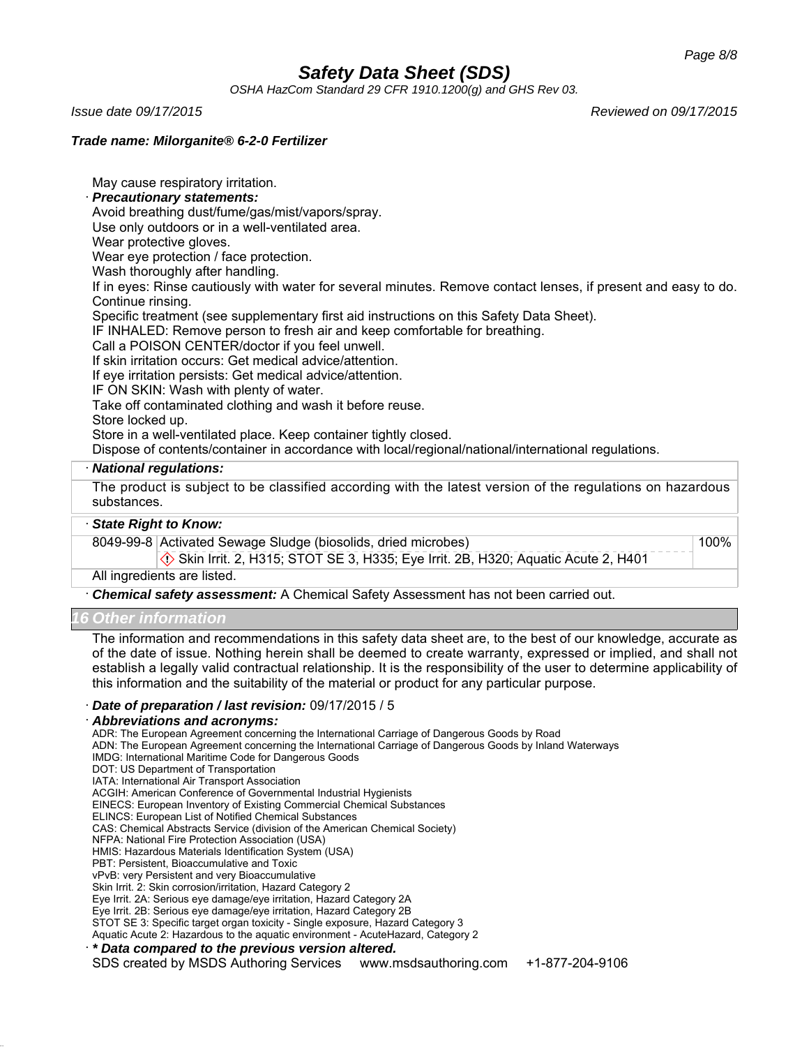May cause respiratory irritation.

· ***Precautionary statements:***

Avoid breathing dust/fume/gas/mist/vapors/spray.
Use only outdoors or in a well-ventilated area.
Wear protective gloves.
Wear eye protection / face protection.
Wash thoroughly after handling.
If in eyes: Rinse cautiously with water for several minutes. Remove contact lenses, if present and easy to do. Continue rinsing.
Specific treatment (see supplementary first aid instructions on this Safety Data Sheet).
IF INHALED: Remove person to fresh air and keep comfortable for breathing.
Call a POISON CENTER/doctor if you feel unwell.
If skin irritation occurs: Get medical advice/attention.
If eye irritation persists: Get medical advice/attention.
IF ON SKIN: Wash with plenty of water.
Take off contaminated clothing and wash it before reuse.
Store locked up.
Store in a well-ventilated place. Keep container tightly closed.
Dispose of contents/container in accordance with local/regional/national/international regulations.

· ***National regulations:***

The product is subject to be classified according with the latest version of the regulations on hazardous substances.

· ***State Right to Know:***

| | | |
|---|---|---|
| 8049-99-8 | Activated Sewage Sludge (biosolids, dried microbes)<br>Skin Irrit. 2, H315; STOT SE 3, H335; Eye Irrit. 2B, H320; Aquatic Acute 2, H401 | 100% |

All ingredients are listed.

· ***Chemical safety assessment:*** A Chemical Safety Assessment has not been carried out.

## 16 Other information

The information and recommendations in this safety data sheet are, to the best of our knowledge, accurate as of the date of issue. Nothing herein shall be deemed to create warranty, expressed or implied, and shall not establish a legally valid contractual relationship. It is the responsibility of the user to determine applicability of this information and the suitability of the material or product for any particular purpose.

· ***Date of preparation / last revision:*** 09/17/2015 / 5

· ***Abbreviations and acronyms:***

ADR: The European Agreement concerning the International Carriage of Dangerous Goods by Road
ADN: The European Agreement concerning the International Carriage of Dangerous Goods by Inland Waterways
IMDG: International Maritime Code for Dangerous Goods
DOT: US Department of Transportation
IATA: International Air Transport Association
ACGIH: American Conference of Governmental Industrial Hygienists
EINECS: European Inventory of Existing Commercial Chemical Substances
ELINCS: European List of Notified Chemical Substances
CAS: Chemical Abstracts Service (division of the American Chemical Society)
NFPA: National Fire Protection Association (USA)
HMIS: Hazardous Materials Identification System (USA)
PBT: Persistent, Bioaccumulative and Toxic
vPvB: very Persistent and very Bioaccumulative
Skin Irrit. 2: Skin corrosion/irritation, Hazard Category 2
Eye Irrit. 2A: Serious eye damage/eye irritation, Hazard Category 2A
Eye Irrit. 2B: Serious eye damage/eye irritation, Hazard Category 2B
STOT SE 3: Specific target organ toxicity - Single exposure, Hazard Category 3
Aquatic Acute 2: Hazardous to the aquatic environment - AcuteHazard, Category 2

· ***\* Data compared to the previous version altered.***

SDS created by MSDS Authoring Services www.msdsauthoring.com +1-877-204-9106